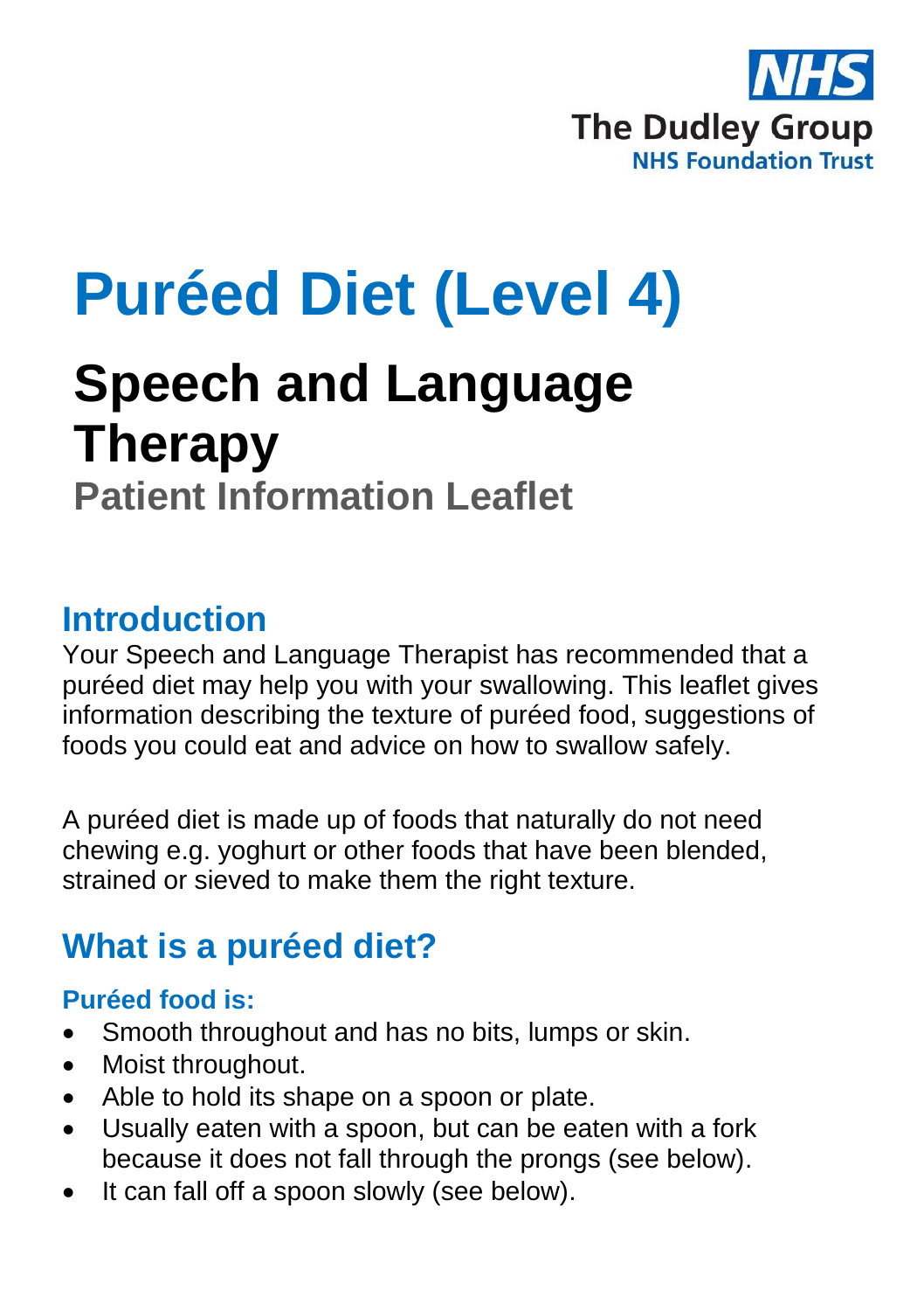NHS
The Dudley Group
NHS Foundation Trust

# Puréed Diet (Level 4)

## Speech and Language Therapy

### Patient Information Leaflet

## Introduction

Your Speech and Language Therapist has recommended that a puréed diet may help you with your swallowing. This leaflet gives information describing the texture of puréed food, suggestions of foods you could eat and advice on how to swallow safely.

A puréed diet is made up of foods that naturally do not need chewing e.g. yoghurt or other foods that have been blended, strained or sieved to make them the right texture.

## What is a puréed diet?

### Puréed food is:

- Smooth throughout and has no bits, lumps or skin.
- Moist throughout.
- Able to hold its shape on a spoon or plate.
- Usually eaten with a spoon, but can be eaten with a fork because it does not fall through the prongs (see below).
- It can fall off a spoon slowly (see below).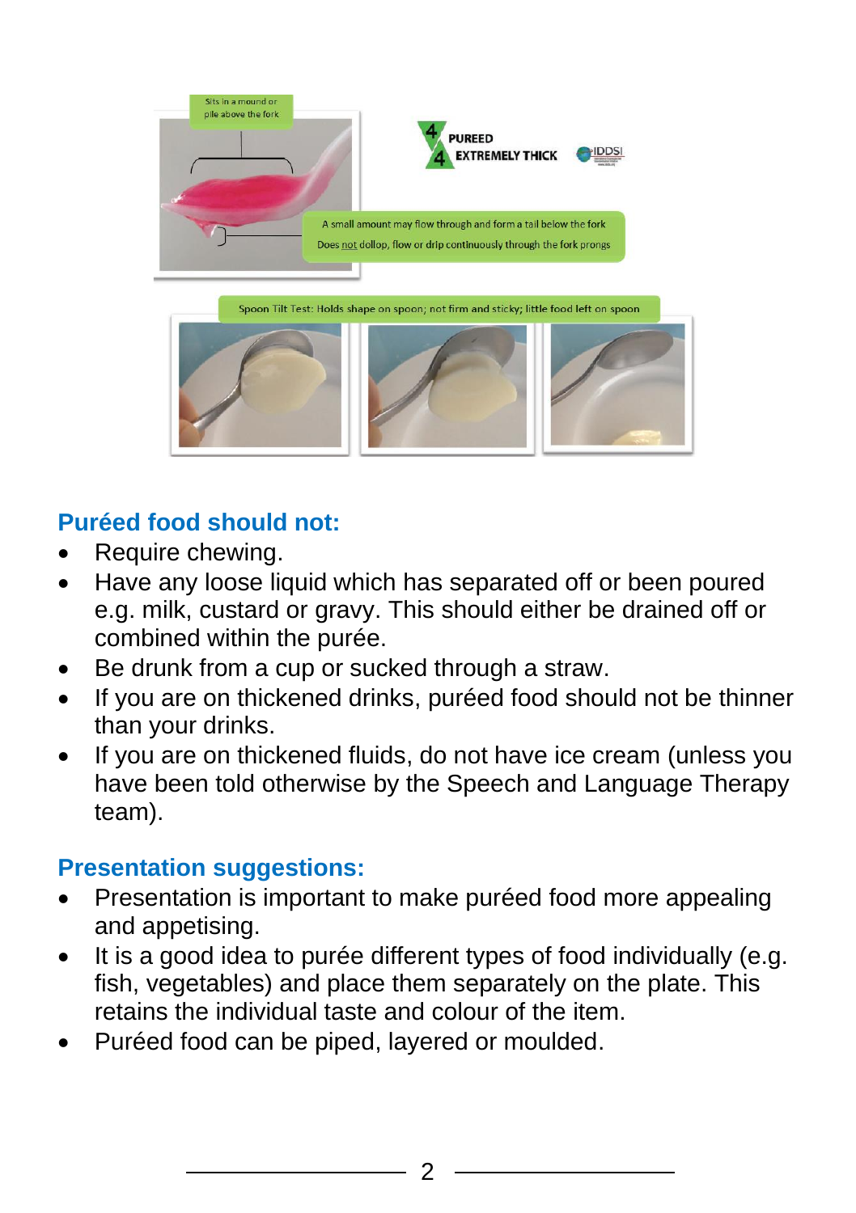Sits in a mound or pile above the fork

4 PUREED
4 EXTREMELY THICK

IDDSI

A small amount may flow through and form a tail below the fork

Does not dollop, flow or drip continuously through the fork prongs

Spoon Tilt Test: Holds shape on spoon; not firm and sticky; little food left on spoon

## Puréed food should not:

- Require chewing.
- Have any loose liquid which has separated off or been poured e.g. milk, custard or gravy. This should either be drained off or combined within the purée.
- Be drunk from a cup or sucked through a straw.
- If you are on thickened drinks, puréed food should not be thinner than your drinks.
- If you are on thickened fluids, do not have ice cream (unless you have been told otherwise by the Speech and Language Therapy team).

## Presentation suggestions:

- Presentation is important to make puréed food more appealing and appetising.
- It is a good idea to purée different types of food individually (e.g. fish, vegetables) and place them separately on the plate. This retains the individual taste and colour of the item.
- Puréed food can be piped, layered or moulded.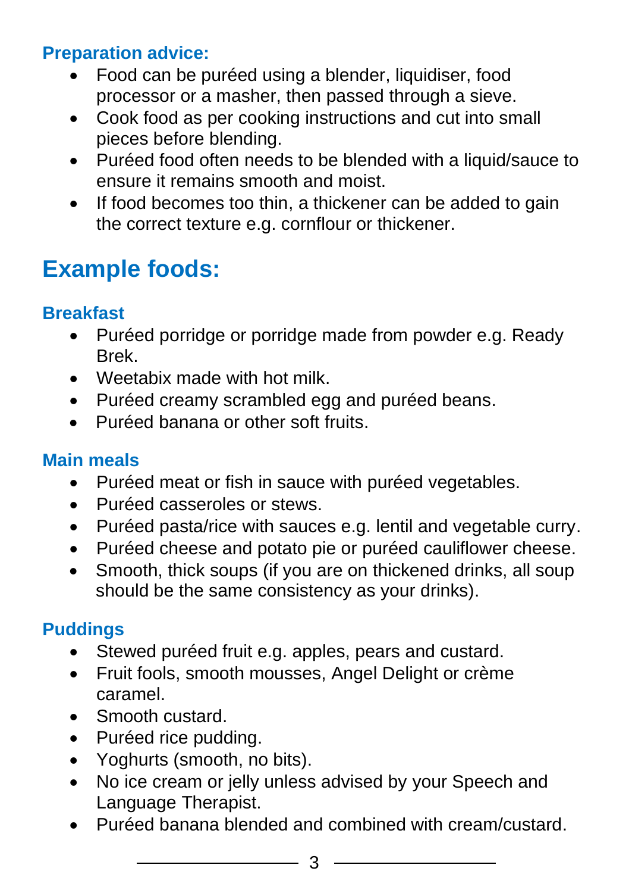### Preparation advice:

- Food can be puréed using a blender, liquidiser, food processor or a masher, then passed through a sieve.
- Cook food as per cooking instructions and cut into small pieces before blending.
- Puréed food often needs to be blended with a liquid/sauce to ensure it remains smooth and moist.
- If food becomes too thin, a thickener can be added to gain the correct texture e.g. cornflour or thickener.

## Example foods:

### Breakfast

- Puréed porridge or porridge made from powder e.g. Ready Brek.
- Weetabix made with hot milk.
- Puréed creamy scrambled egg and puréed beans.
- Puréed banana or other soft fruits.

### Main meals

- Puréed meat or fish in sauce with puréed vegetables.
- Puréed casseroles or stews.
- Puréed pasta/rice with sauces e.g. lentil and vegetable curry.
- Puréed cheese and potato pie or puréed cauliflower cheese.
- Smooth, thick soups (if you are on thickened drinks, all soup should be the same consistency as your drinks).

### Puddings

- Stewed puréed fruit e.g. apples, pears and custard.
- Fruit fools, smooth mousses, Angel Delight or crème caramel.
- Smooth custard.
- Puréed rice pudding.
- Yoghurts (smooth, no bits).
- No ice cream or jelly unless advised by your Speech and Language Therapist.
- Puréed banana blended and combined with cream/custard.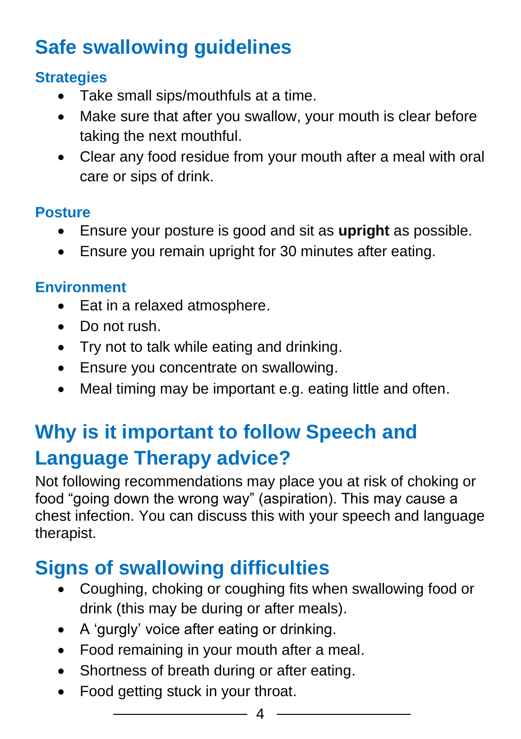## Safe swallowing guidelines

### Strategies

- Take small sips/mouthfuls at a time.
- Make sure that after you swallow, your mouth is clear before taking the next mouthful.
- Clear any food residue from your mouth after a meal with oral care or sips of drink.

### Posture

- Ensure your posture is good and sit as **upright** as possible.
- Ensure you remain upright for 30 minutes after eating.

### Environment

- Eat in a relaxed atmosphere.
- Do not rush.
- Try not to talk while eating and drinking.
- Ensure you concentrate on swallowing.
- Meal timing may be important e.g. eating little and often.

## Why is it important to follow Speech and Language Therapy advice?

Not following recommendations may place you at risk of choking or food “going down the wrong way” (aspiration). This may cause a chest infection. You can discuss this with your speech and language therapist.

## Signs of swallowing difficulties

- Coughing, choking or coughing fits when swallowing food or drink (this may be during or after meals).
- A ‘gurgly’ voice after eating or drinking.
- Food remaining in your mouth after a meal.
- Shortness of breath during or after eating.
- Food getting stuck in your throat.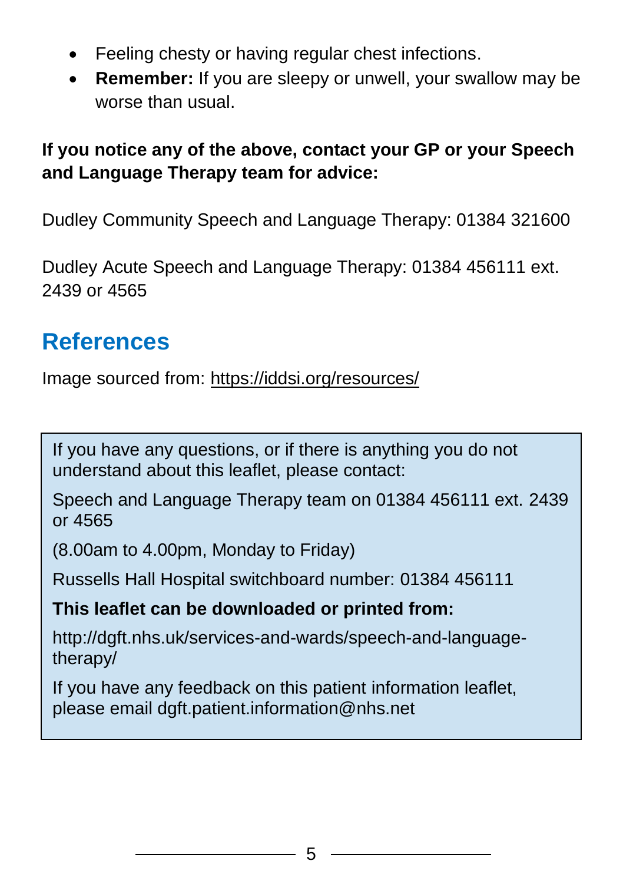- Feeling chesty or having regular chest infections.
- **Remember:** If you are sleepy or unwell, your swallow may be worse than usual.

**If you notice any of the above, contact your GP or your Speech and Language Therapy team for advice:**

Dudley Community Speech and Language Therapy: 01384 321600

Dudley Acute Speech and Language Therapy: 01384 456111 ext. 2439 or 4565

## References

Image sourced from: https://iddsi.org/resources/

If you have any questions, or if there is anything you do not understand about this leaflet, please contact:

Speech and Language Therapy team on 01384 456111 ext. 2439 or 4565

(8.00am to 4.00pm, Monday to Friday)

Russells Hall Hospital switchboard number: 01384 456111

**This leaflet can be downloaded or printed from:**

http://dgft.nhs.uk/services-and-wards/speech-and-language-therapy/

If you have any feedback on this patient information leaflet, please email dgft.patient.information@nhs.net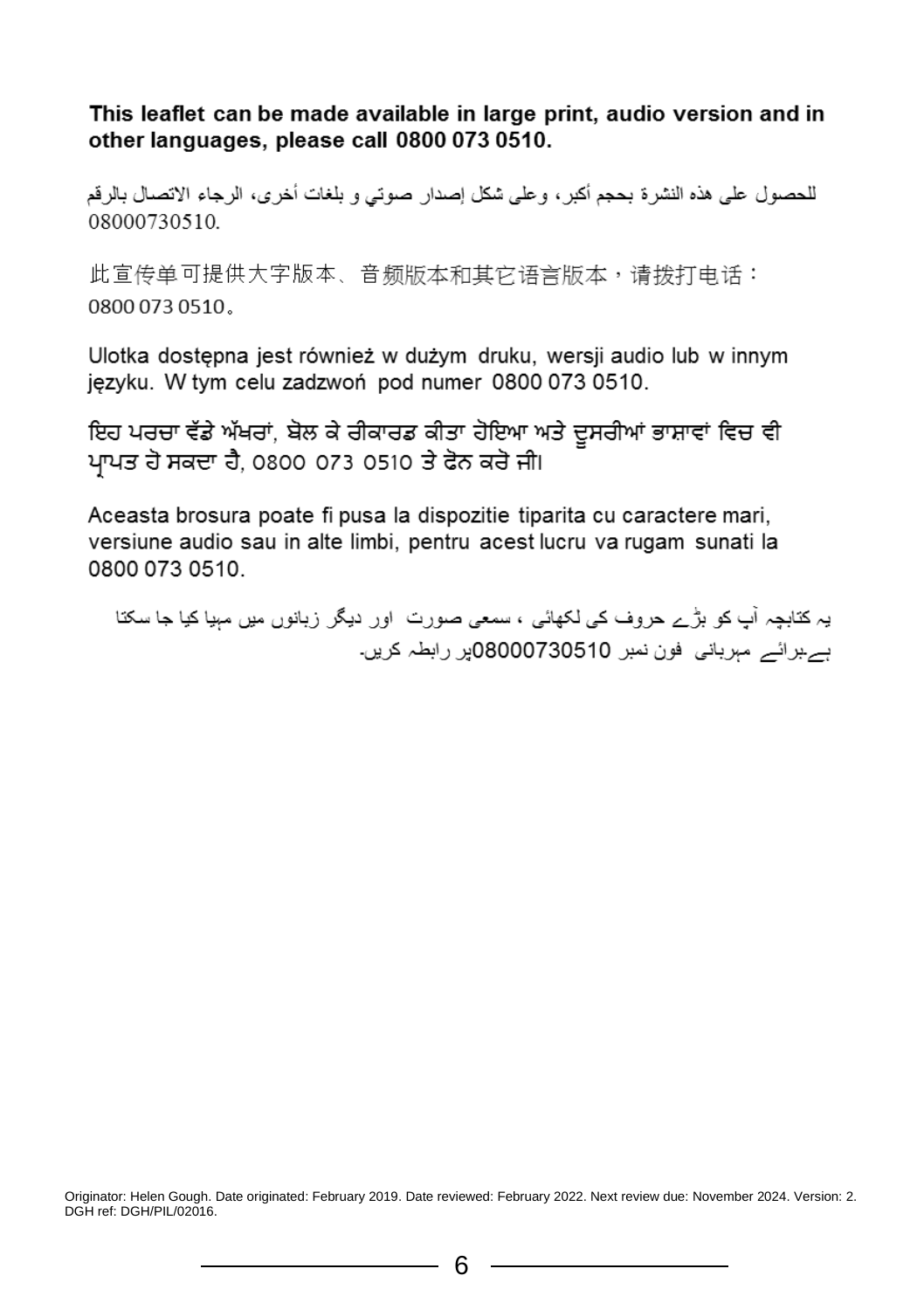**This leaflet can be made available in large print, audio version and in other languages, please call 0800 073 0510.**

للحصول على هذه النشرة بحجم أكبر، وعلى شكل إصدار صوتي و بلغات أخرى، الرجاء الاتصال بالرقم 08000730510.

此宣传单可提供大字版本、音频版本和其它语言版本，请拨打电话：0800 073 0510。

Ulotka dostępna jest również w dużym druku, wersji audio lub w innym języku. W tym celu zadzwoń pod numer 0800 073 0510.

ਇਹ ਪਰਚਾ ਵੱਡੇ ਅੱਖਰਾਂ, ਬੋਲ ਕੇ ਰੀਕਾਰਡ ਕੀਤਾ ਹੋਇਆ ਅਤੇ ਦੂਸਰੀਆਂ ਭਾਸ਼ਾਵਾਂ ਵਿਚ ਵੀ ਪ੍ਰਾਪਤ ਹੋ ਸਕਦਾ ਹੈ, 0800 073 0510 ਤੇ ਫੋਨ ਕਰੋ ਜੀ।

Aceasta brosura poate fi pusa la dispozitie tiparita cu caractere mari, versiune audio sau in alte limbi, pentru acest lucru va rugam sunati la 0800 073 0510.

یہ کتابچہ آپ کو بڑے حروف کی لکھائی ، سمعی صورت اور دیگر زبانوں میں مہیا کیا جا سکتا ہے۔برائے مہربانی فون نمبر 08000730510پر رابطہ کریں۔

Originator: Helen Gough. Date originated: February 2019. Date reviewed: February 2022. Next review due: November 2024. Version: 2. DGH ref: DGH/PIL/02016.